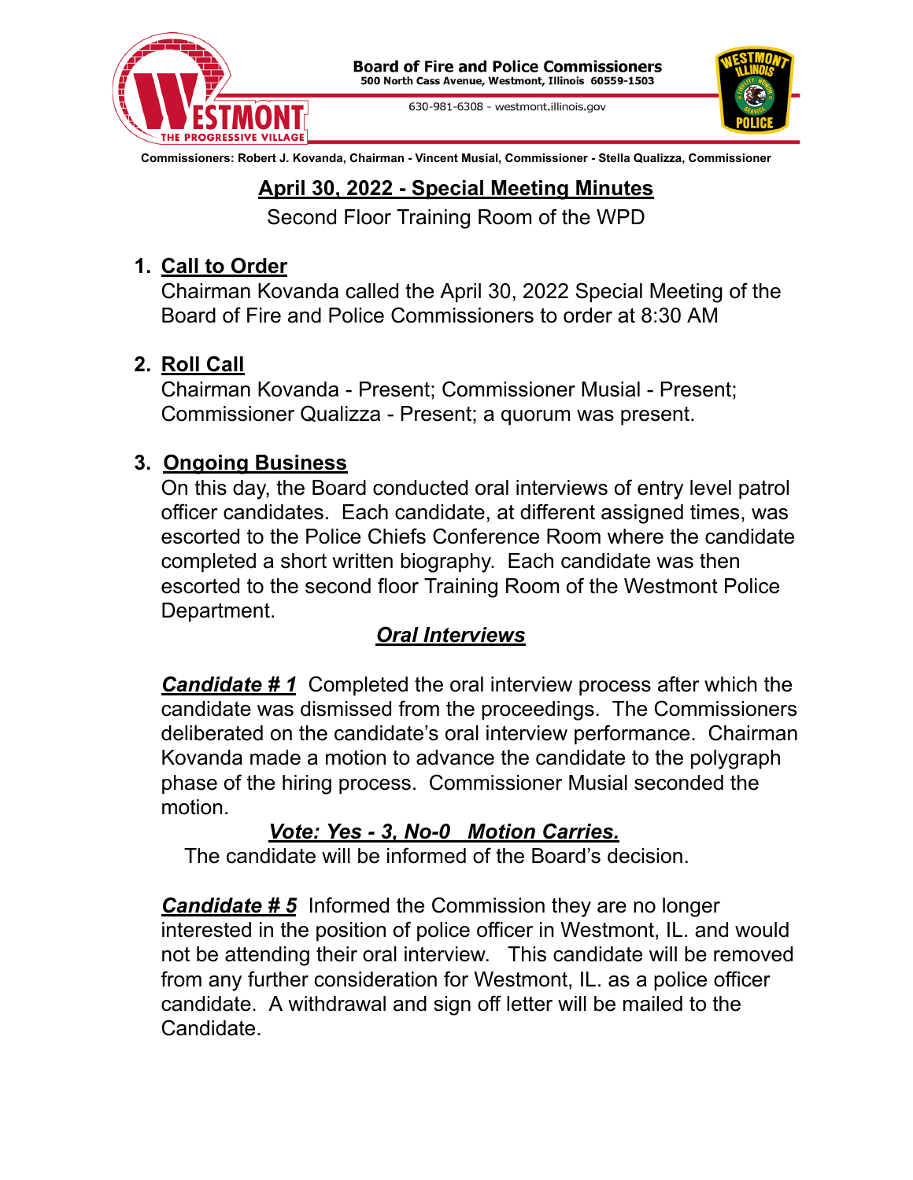**Board of Fire and Police Commissioners**
**500 North Cass Avenue, Westmont, Illinois 60559-1503**
630-981-6308 - westmont.illinois.gov

**Commissioners: Robert J. Kovanda, Chairman - Vincent Musial, Commissioner - Stella Qualizza, Commissioner**

# April 30, 2022 - Special Meeting Minutes

Second Floor Training Room of the WPD

1. **Call to Order**
   Chairman Kovanda called the April 30, 2022 Special Meeting of the Board of Fire and Police Commissioners to order at 8:30 AM

2. **Roll Call**
   Chairman Kovanda - Present; Commissioner Musial - Present; Commissioner Qualizza - Present; a quorum was present.

3. **Ongoing Business**
   On this day, the Board conducted oral interviews of entry level patrol officer candidates. Each candidate, at different assigned times, was escorted to the Police Chiefs Conference Room where the candidate completed a short written biography. Each candidate was then escorted to the second floor Training Room of the Westmont Police Department.

***Oral Interviews***

***Candidate # 1*** Completed the oral interview process after which the candidate was dismissed from the proceedings. The Commissioners deliberated on the candidate's oral interview performance. Chairman Kovanda made a motion to advance the candidate to the polygraph phase of the hiring process. Commissioner Musial seconded the motion.

***Vote: Yes - 3, No-0 Motion Carries.***

The candidate will be informed of the Board's decision.

***Candidate # 5*** Informed the Commission they are no longer interested in the position of police officer in Westmont, IL. and would not be attending their oral interview. This candidate will be removed from any further consideration for Westmont, IL. as a police officer candidate. A withdrawal and sign off letter will be mailed to the Candidate.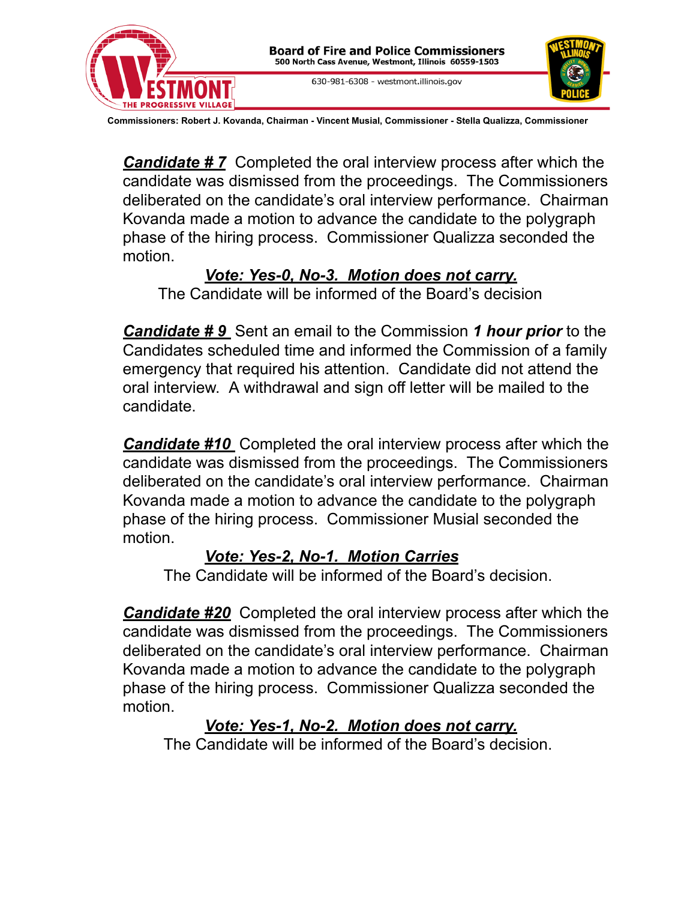***Candidate # 7*** Completed the oral interview process after which the candidate was dismissed from the proceedings. The Commissioners deliberated on the candidate's oral interview performance. Chairman Kovanda made a motion to advance the candidate to the polygraph phase of the hiring process. Commissioner Qualizza seconded the motion.

***Vote: Yes-0, No-3. Motion does not carry.***
The Candidate will be informed of the Board's decision

***Candidate # 9*** Sent an email to the Commission ***1 hour prior*** to the Candidates scheduled time and informed the Commission of a family emergency that required his attention. Candidate did not attend the oral interview. A withdrawal and sign off letter will be mailed to the candidate.

***Candidate #10*** Completed the oral interview process after which the candidate was dismissed from the proceedings. The Commissioners deliberated on the candidate's oral interview performance. Chairman Kovanda made a motion to advance the candidate to the polygraph phase of the hiring process. Commissioner Musial seconded the motion.

***Vote: Yes-2, No-1. Motion Carries***
The Candidate will be informed of the Board's decision.

***Candidate #20*** Completed the oral interview process after which the candidate was dismissed from the proceedings. The Commissioners deliberated on the candidate's oral interview performance. Chairman Kovanda made a motion to advance the candidate to the polygraph phase of the hiring process. Commissioner Qualizza seconded the motion.

***Vote: Yes-1, No-2. Motion does not carry.***
The Candidate will be informed of the Board's decision.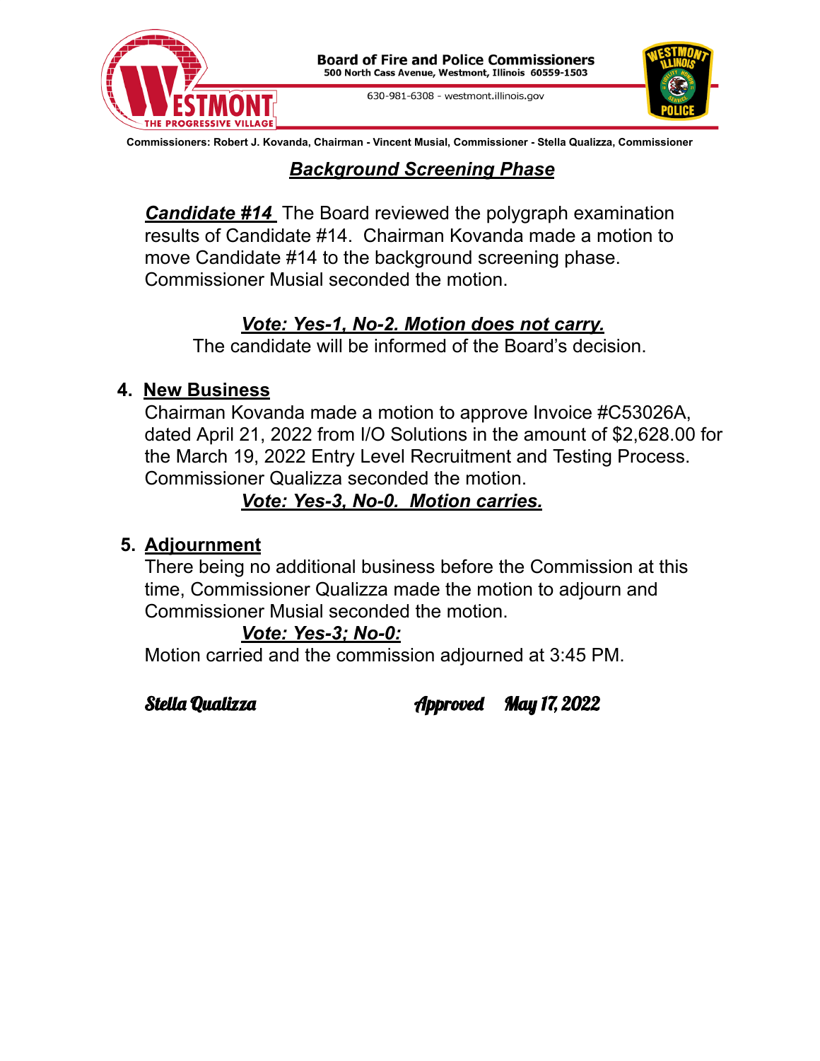**Board of Fire and Police Commissioners**
**500 North Cass Avenue, Westmont, Illinois 60559-1503**

630-981-6308 - westmont.illinois.gov

**Commissioners: Robert J. Kovanda, Chairman - Vincent Musial, Commissioner - Stella Qualizza, Commissioner**

## ***Background Screening Phase***

***Candidate #14*** The Board reviewed the polygraph examination results of Candidate #14. Chairman Kovanda made a motion to move Candidate #14 to the background screening phase. Commissioner Musial seconded the motion.

***Vote: Yes-1, No-2. Motion does not carry.***
The candidate will be informed of the Board's decision.

4. **New Business**
   Chairman Kovanda made a motion to approve Invoice #C53026A, dated April 21, 2022 from I/O Solutions in the amount of $2,628.00 for the March 19, 2022 Entry Level Recruitment and Testing Process. Commissioner Qualizza seconded the motion.
   ***Vote: Yes-3, No-0. Motion carries.***

5. **Adjournment**
   There being no additional business before the Commission at this time, Commissioner Qualizza made the motion to adjourn and Commissioner Musial seconded the motion.
   ***Vote: Yes-3; No-0:***
   Motion carried and the commission adjourned at 3:45 PM.

*Stella Qualizza* *Approved May 17, 2022*